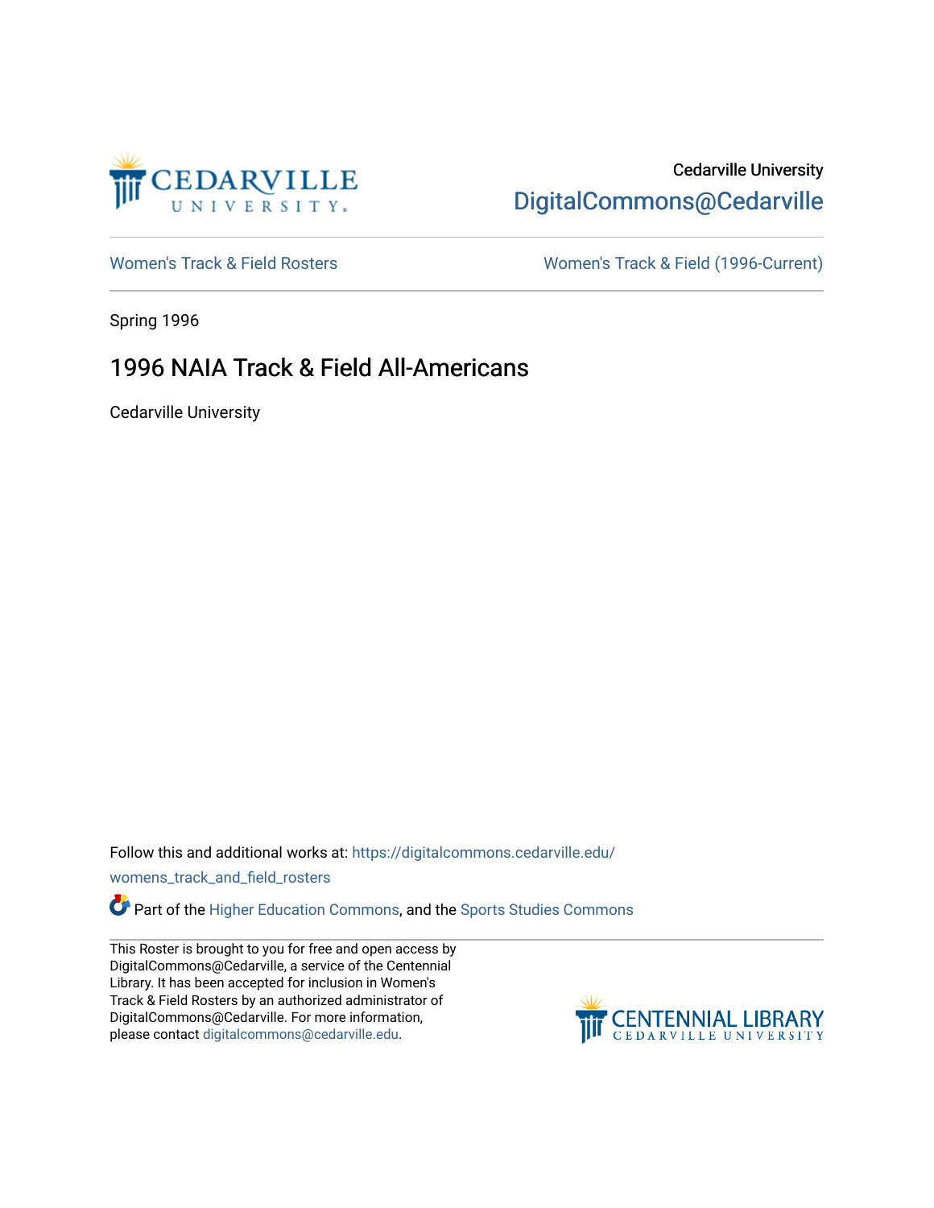Cedarville University

DigitalCommons@Cedarville

Women's Track & Field Rosters

Women's Track & Field (1996-Current)

Spring 1996

# 1996 NAIA Track & Field All-Americans

Cedarville University

Follow this and additional works at: https://digitalcommons.cedarville.edu/womens_track_and_field_rosters

Part of the Higher Education Commons, and the Sports Studies Commons

This Roster is brought to you for free and open access by DigitalCommons@Cedarville, a service of the Centennial Library. It has been accepted for inclusion in Women's Track & Field Rosters by an authorized administrator of DigitalCommons@Cedarville. For more information, please contact digitalcommons@cedarville.edu.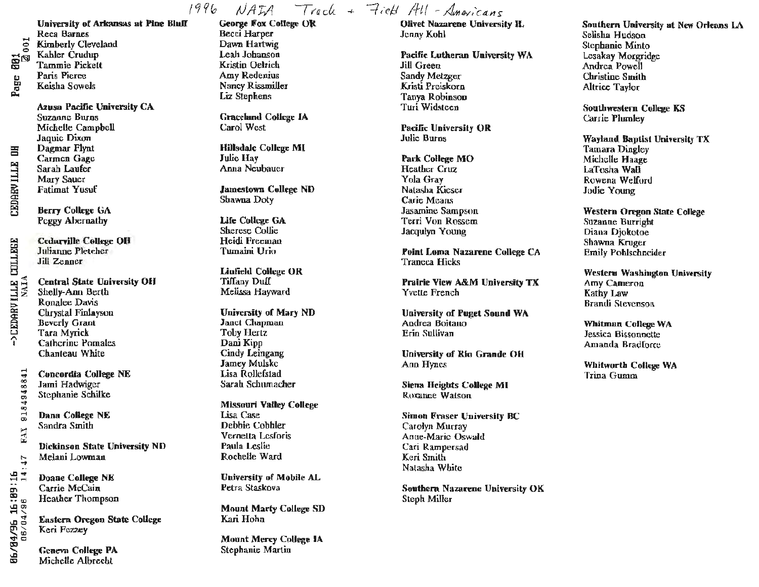# 1996 NAIA Track + Field All-Americans

**University of Arkansas at Pine Bluff**
Reca Barnes
Kimberly Cleveland
Kahler Crudup
Tammie Pickett
Paris Pierce
Keisha Sowels

**Azusa Pacific University CA**
Suzanne Burns
Michelle Campbell
Jaquic Dixon
Dagmar Flynt
Carmen Gage
Sarah Laufer
Mary Sauer
Fatimat Yusuf

**Berry College GA**
Peggy Abernathy

**Cedarville College OH**
Julianne Pletcher
Jill Zenner

**Central State University OH**
Shelly-Ann Berth
Ronalee Davis
Chrystal Finlayson
Beverly Grant
Tara Myrick
Catherine Pomales
Chanteau White

**Concordia College NE**
Jami Hadwiger
Stephanie Schilke

**Dana College NE**
Sandra Smith

**Dickinson State University ND**
Melani Lowman

**Doane College NE**
Carrie McCain
Heather Thompson

**Eastern Oregon State College**
Keri Fezzey

**Geneva College PA**
Michelle Albrecht

**George Fox College OR**
Becci Harper
Dawn Hartwig
Leah Johanson
Kristin Oelrich
Amy Redenius
Nancy Rissmiller
Liz Stephens

**Graceland College IA**
Carol West

**Hillsdale College MI**
Julie Hay
Anna Neubauer

**Jamestown College ND**
Shawna Doty

**Life College GA**
Sherese Collie
Heidi Freeman
Tumaini Urio

**Linfield College OR**
Tiffany Duff
Melissa Hayward

**University of Mary ND**
Janet Chapman
Toby Hertz
Dani Kipp
Cindy Leingang
Jamey Mulske
Lisa Rollefstad
Sarah Schumacher

**Missouri Valley College**
Lisa Case
Debbie Cobbler
Vernetta Lesforis
Paula Leslie
Rochelle Ward

**University of Mobile AL**
Petra Staskova

**Mount Marty College SD**
Kari Hohn

**Mount Mercy College IA**
Stephanie Martin

**Olivet Nazarene University IL**
Jenny Kohl

**Pacific Lutheran University WA**
Jill Green
Sandy Metzger
Kristi Preiskorn
Tanya Robinson
Turi Widsteen

**Pacific University OR**
Julie Burns

**Park College MO**
Heather Cruz
Yola Gray
Natasha Kieser
Carie Means
Jasamine Sampson
Terri Von Rossem
Jacqulyn Young

**Point Loma Nazarene College CA**
Traneca Hicks

**Prairie View A&M University TX**
Yvette French

**University of Puget Sound WA**
Andrea Boitano
Erin Sullivan

**University of Rio Grande OH**
Ann Hynes

**Siena Heights College MI**
Roxanne Watson

**Simon Fraser University BC**
Carolyn Murray
Anne-Marie Oswald
Cari Rampersad
Keri Smith
Natasha White

**Southern Nazarene University OK**
Steph Miller

**Southern University at New Orleans LA**
Selisha Hudson
Stephanie Minto
Lesakay Morgridge
Andrea Powell
Christine Smith
Altrice Taylor

**Southwestern College KS**
Carrie Plumley

**Wayland Baptist University TX**
Tamara Dingley
Michelle Haage
LaTosha Wall
Rowena Welford
Jodie Young

**Western Oregon State College**
Suzanne Burright
Diana Djokotoe
Shawna Kruger
Emily Pohlschneider

**Western Washington University**
Amy Cameron
Kathy Law
Brandi Stevenson

**Whitman College WA**
Jessica Bissonnette
Amanda Bradforce

**Whitworth College WA**
Trina Gumm